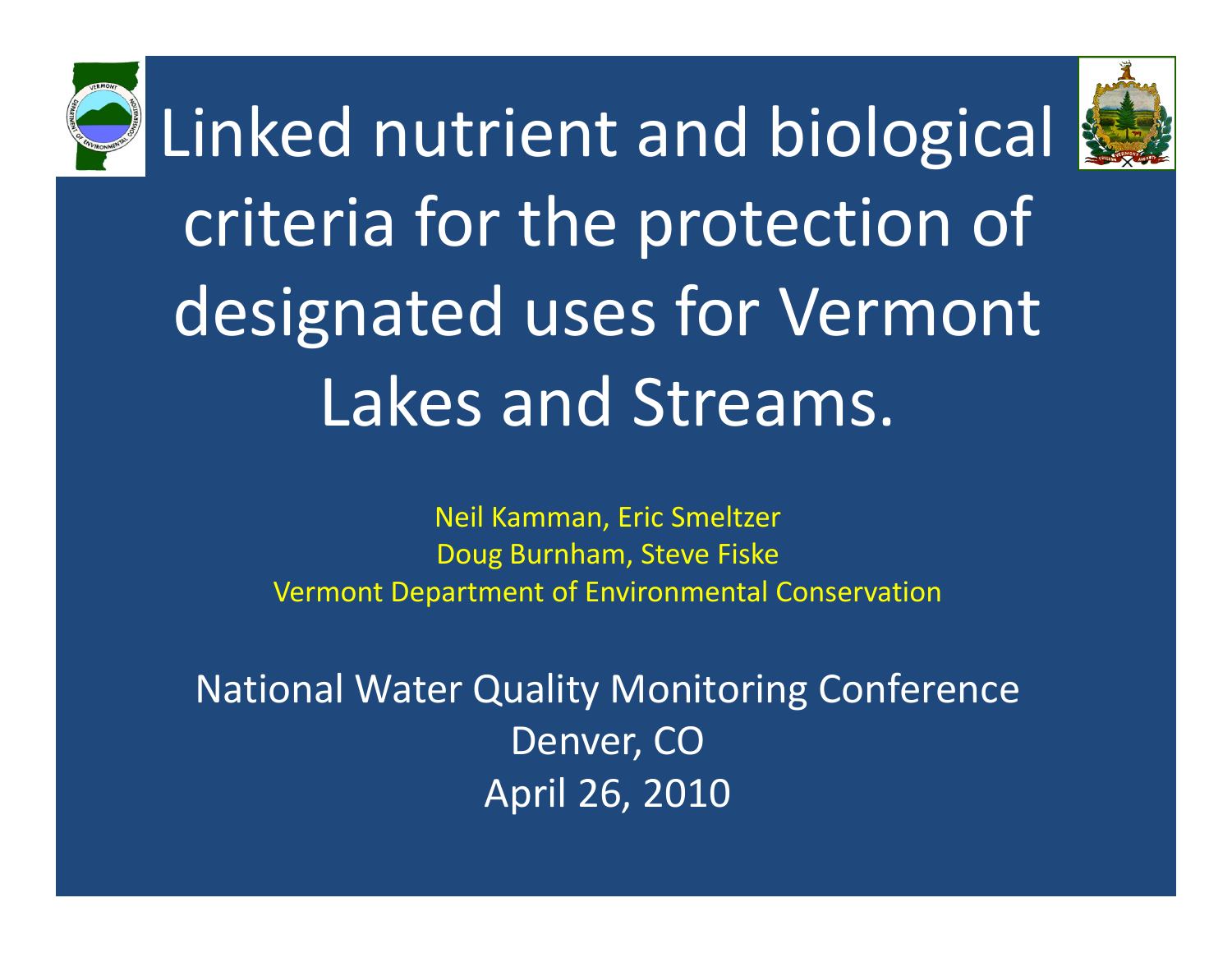# Linked nutrient and biological criteria for the protection of designated uses for Vermont Lakes and Streams.

Neil Kamman, Eric Smeltzer
Doug Burnham, Steve Fiske
Vermont Department of Environmental Conservation

National Water Quality Monitoring Conference
Denver, CO
April 26, 2010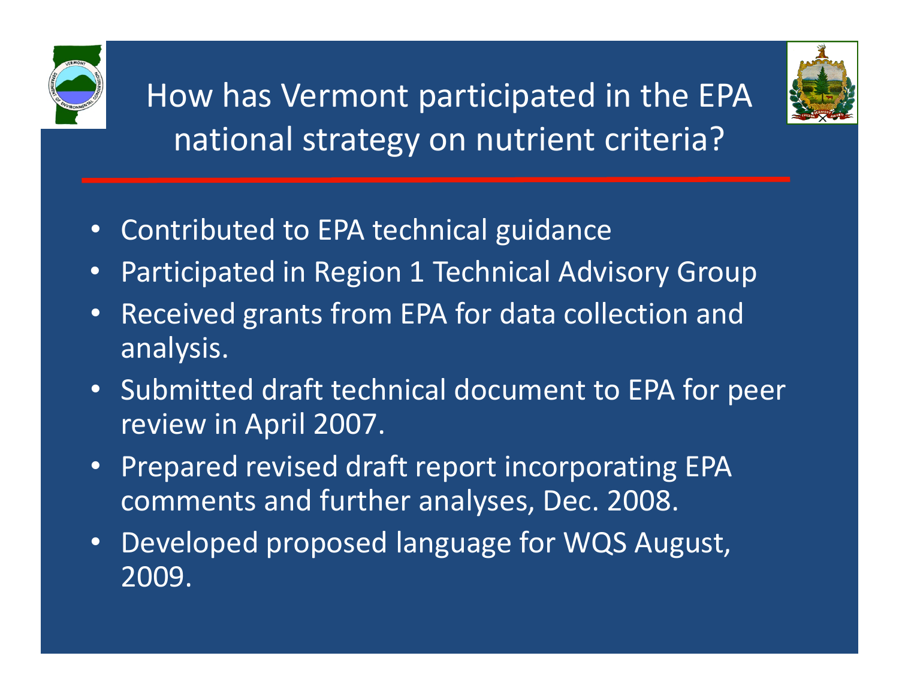# How has Vermont participated in the EPA national strategy on nutrient criteria?

- Contributed to EPA technical guidance
- Participated in Region 1 Technical Advisory Group
- Received grants from EPA for data collection and analysis.
- Submitted draft technical document to EPA for peer review in April 2007.
- Prepared revised draft report incorporating EPA comments and further analyses, Dec. 2008.
- Developed proposed language for WQS August, 2009.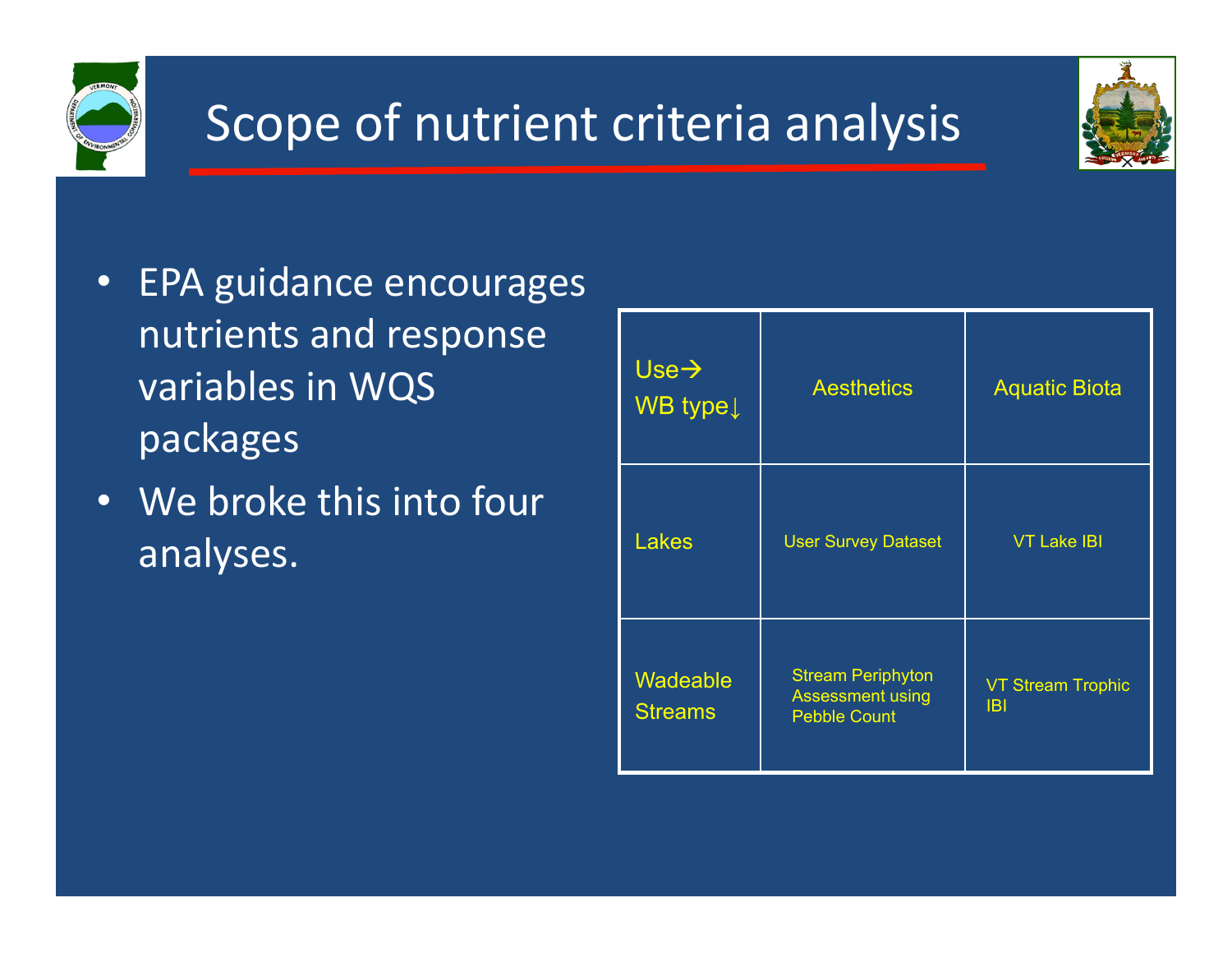# Scope of nutrient criteria analysis

- EPA guidance encourages nutrients and response variables in WQS packages
- We broke this into four analyses.

| Use→ WB type↓ | Aesthetics | Aquatic Biota |
| --- | --- | --- |
| Lakes | User Survey Dataset | VT Lake IBI |
| Wadeable Streams | Stream Periphyton Assessment using Pebble Count | VT Stream Trophic IBI |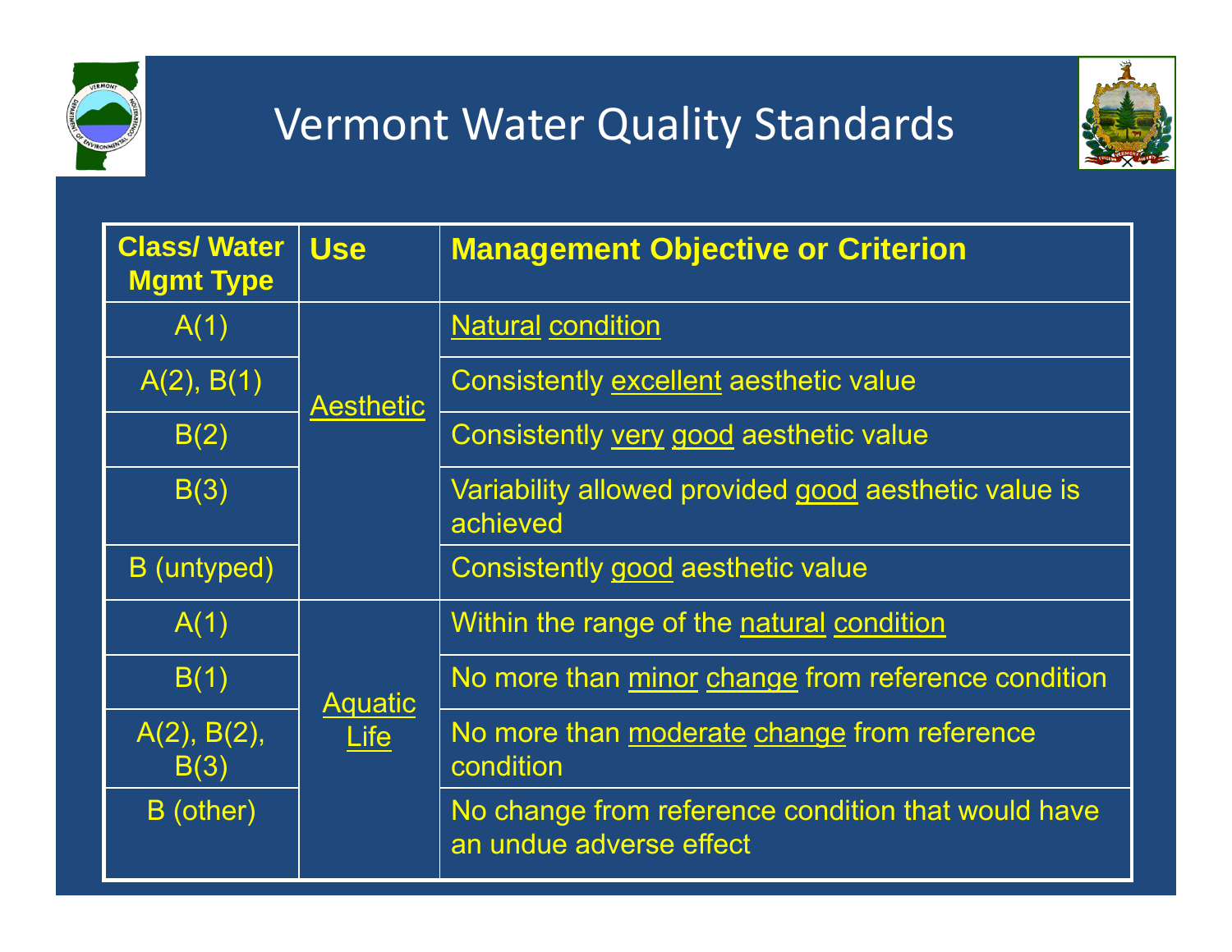# Vermont Water Quality Standards

| Class/ Water Mgmt Type | Use | Management Objective or Criterion |
|---|---|---|
| A(1) | Aesthetic | Natural condition |
| A(2), B(1) | | Consistently excellent aesthetic value |
| B(2) | | Consistently very good aesthetic value |
| B(3) | | Variability allowed provided good aesthetic value is achieved |
| B (untyped) | | Consistently good aesthetic value |
| A(1) | Aquatic Life | Within the range of the natural condition |
| B(1) | | No more than minor change from reference condition |
| A(2), B(2), B(3) | | No more than moderate change from reference condition |
| B (other) | | No change from reference condition that would have an undue adverse effect |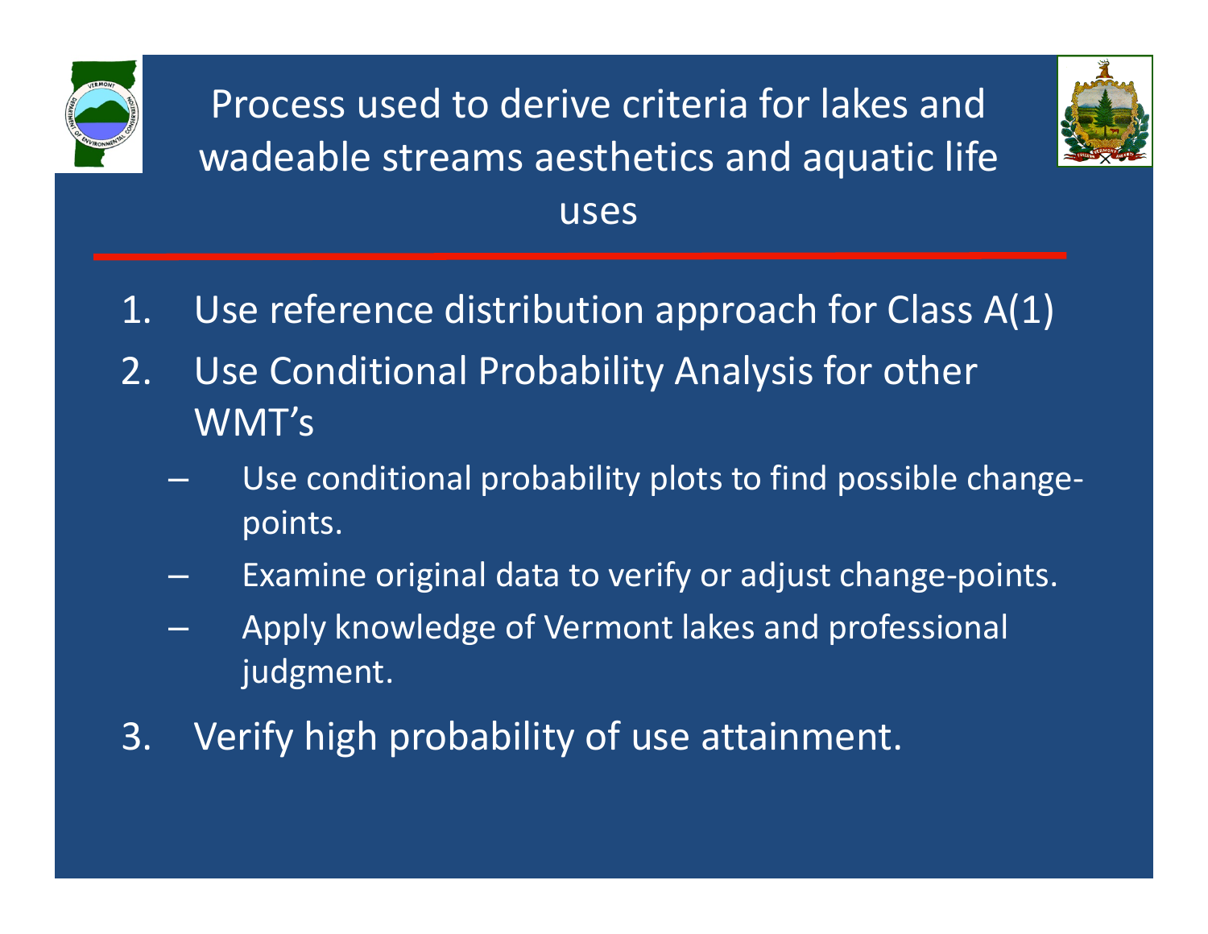# Process used to derive criteria for lakes and wadeable streams aesthetics and aquatic life uses

1. Use reference distribution approach for Class A(1)
2. Use Conditional Probability Analysis for other WMT's
   - Use conditional probability plots to find possible change-points.
   - Examine original data to verify or adjust change-points.
   - Apply knowledge of Vermont lakes and professional judgment.
3. Verify high probability of use attainment.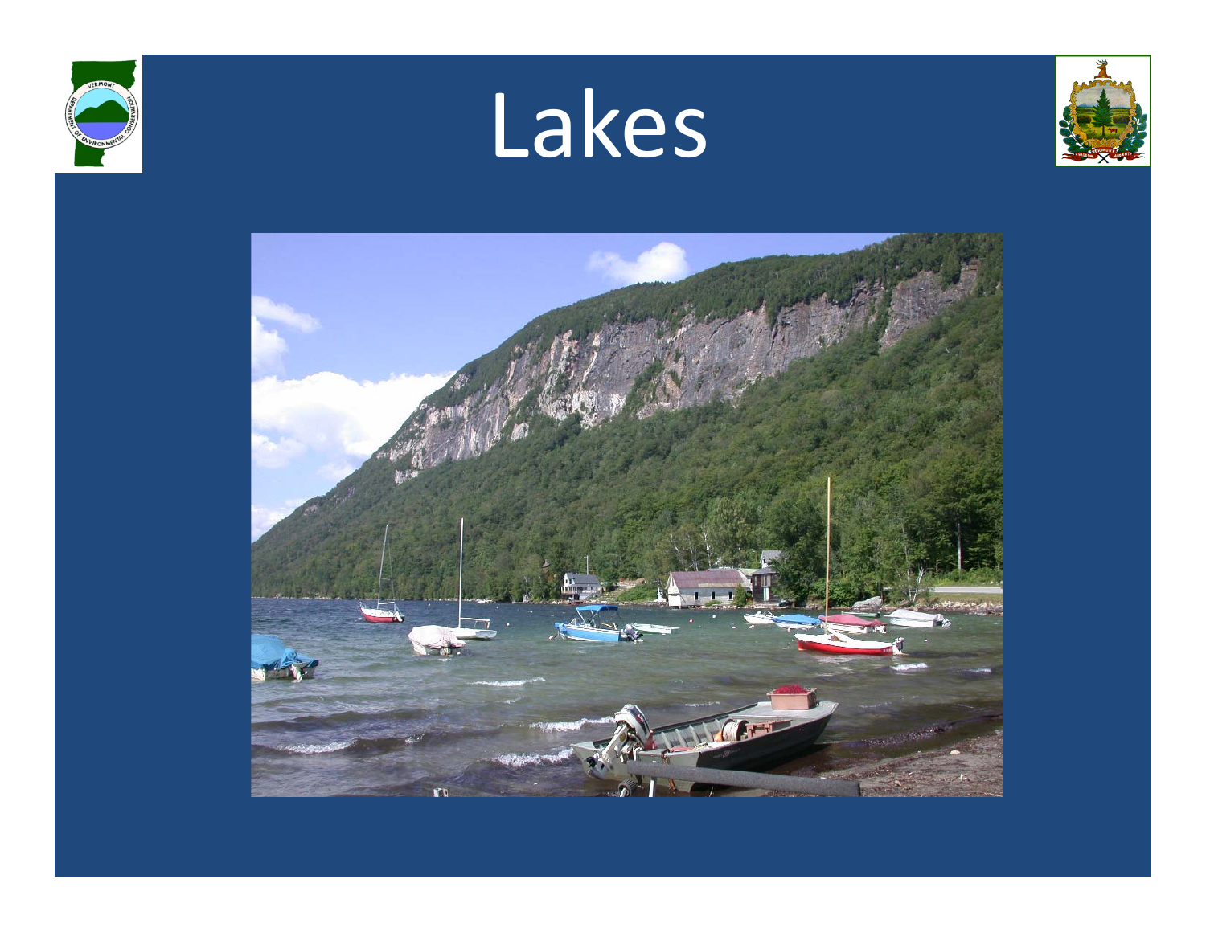# Lakes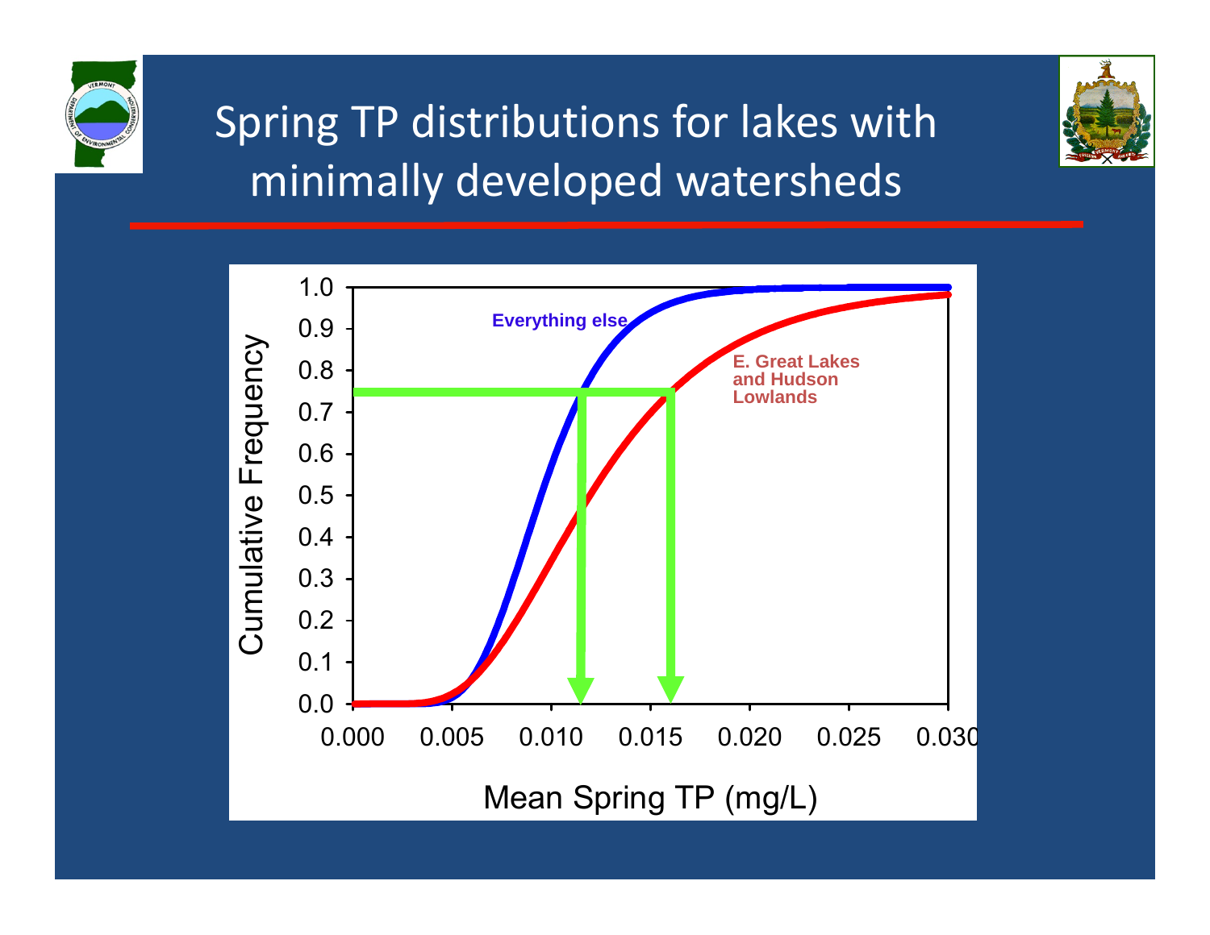# Spring TP distributions for lakes with minimally developed watersheds

Cumulative Frequency

1.0
0.9
0.8
0.7
0.6
0.5
0.4
0.3
0.2
0.1
0.0

0.000 0.005 0.010 0.015 0.020 0.025 0.030

Mean Spring TP (mg/L)

**Everything else**

**E. Great Lakes and Hudson Lowlands**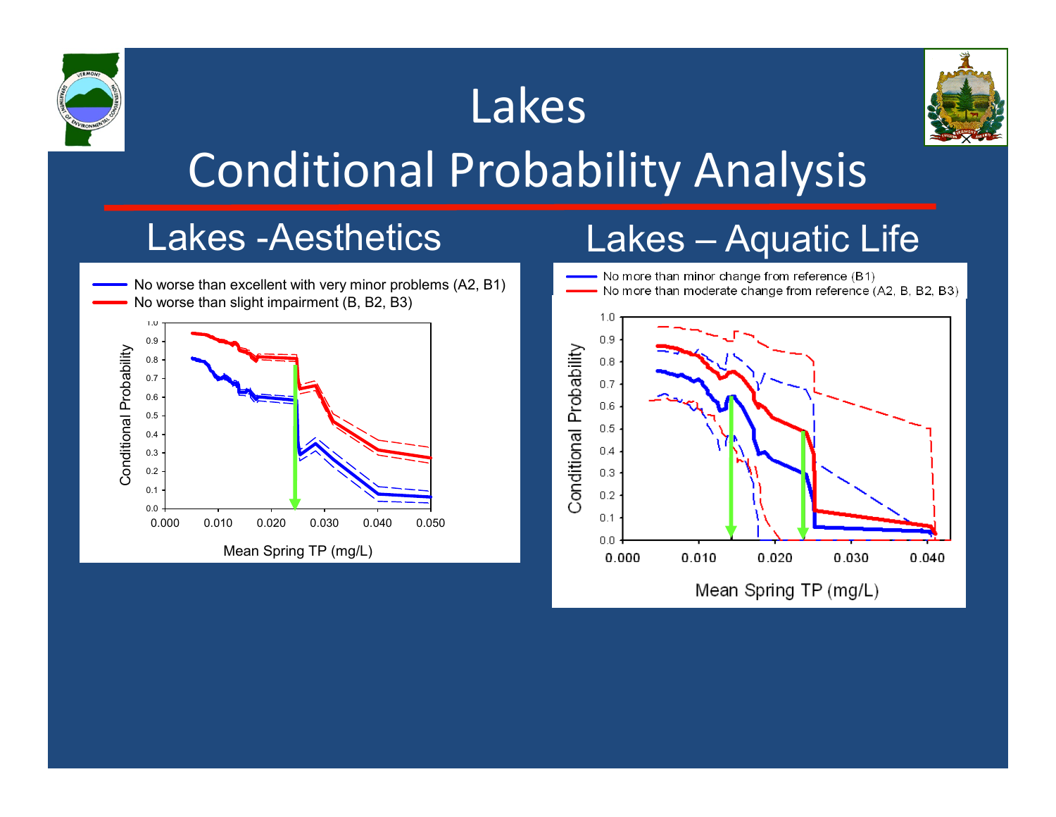# Lakes

# Conditional Probability Analysis

## Lakes -Aesthetics

- No worse than excellent with very minor problems (A2, B1)
- No worse than slight impairment (B, B2, B3)

Conditional Probability

Mean Spring TP (mg/L)

## Lakes – Aquatic Life

- No more than minor change from reference (B1)
- No more than moderate change from reference (A2, B, B2, B3)

Conditional Probability

Mean Spring TP (mg/L)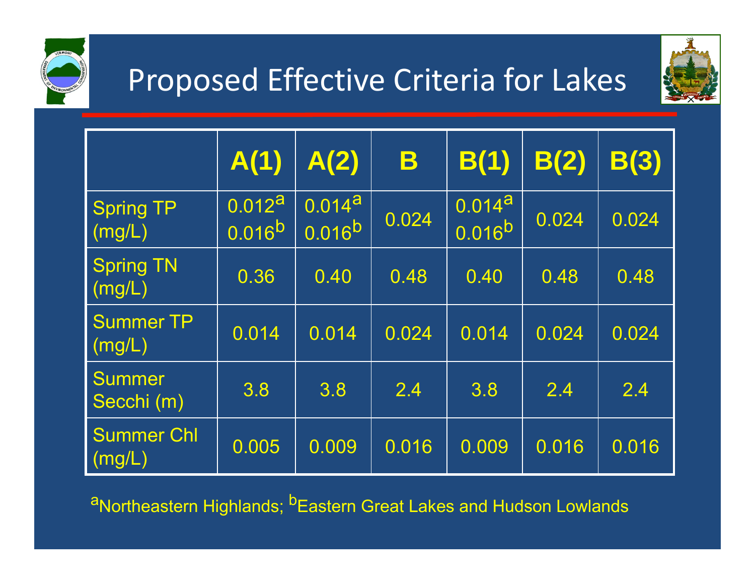# Proposed Effective Criteria for Lakes

| | A(1) | A(2) | B | B(1) | B(2) | B(3) |
|---|---|---|---|---|---|---|
| Spring TP (mg/L) | 0.012[a] 0.016[b] | 0.014[a] 0.016[b] | 0.024 | 0.014[a] 0.016[b] | 0.024 | 0.024 |
| Spring TN (mg/L) | 0.36 | 0.40 | 0.48 | 0.40 | 0.48 | 0.48 |
| Summer TP (mg/L) | 0.014 | 0.014 | 0.024 | 0.014 | 0.024 | 0.024 |
| Summer Secchi (m) | 3.8 | 3.8 | 2.4 | 3.8 | 2.4 | 2.4 |
| Summer Chl (mg/L) | 0.005 | 0.009 | 0.016 | 0.009 | 0.016 | 0.016 |

[a]Northeastern Highlands; [b]Eastern Great Lakes and Hudson Lowlands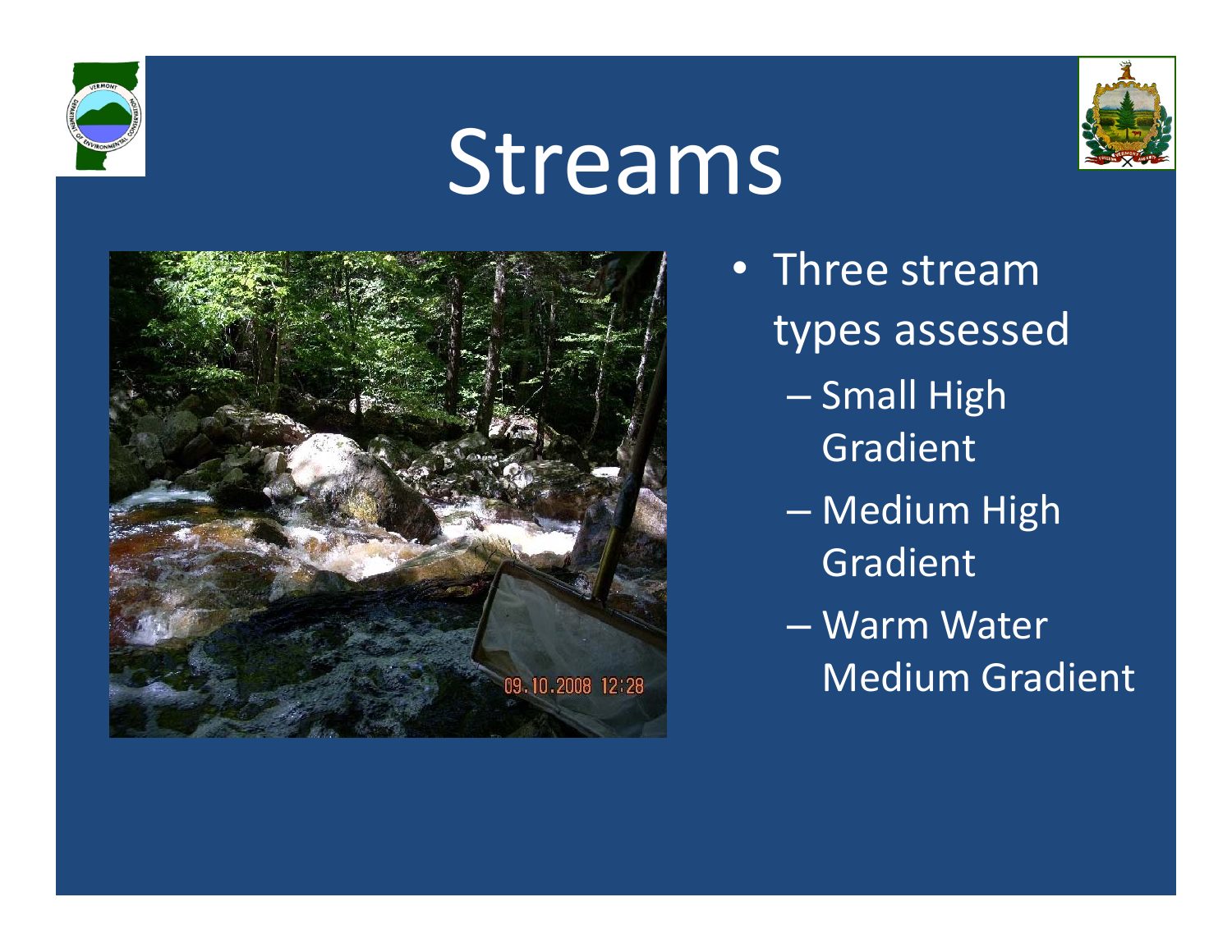# Streams

- Three stream types assessed
  - Small High Gradient
  - Medium High Gradient
  - Warm Water Medium Gradient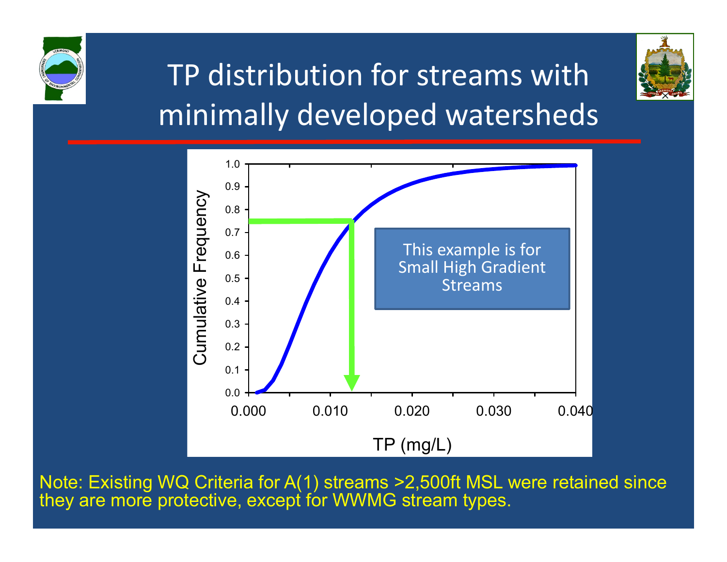# TP distribution for streams with minimally developed watersheds

Cumulative Frequency

1.0
0.9
0.8
0.7
0.6
0.5
0.4
0.3
0.2
0.1
0.0

0.000 0.010 0.020 0.030 0.040

TP (mg/L)

This example is for Small High Gradient Streams

Note: Existing WQ Criteria for A(1) streams >2,500ft MSL were retained since they are more protective, except for WWMG stream types.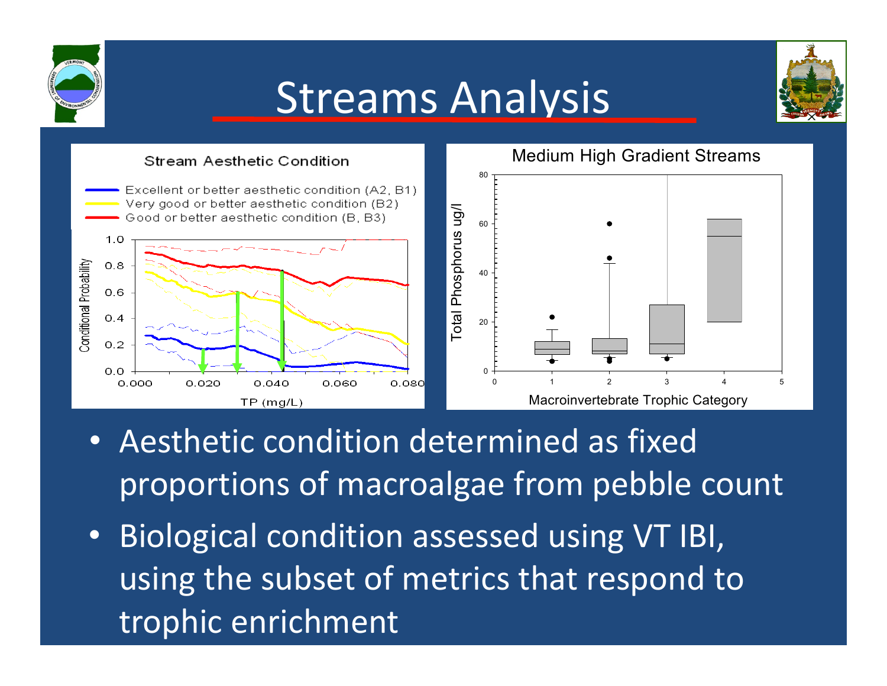# Streams Analysis

**Stream Aesthetic Condition**

- Excellent or better aesthetic condition (A2, B1)
- Very good or better aesthetic condition (B2)
- Good or better aesthetic condition (B, B3)

Conditional Probability vs. TP (mg/L)

**Medium High Gradient Streams**

Total Phosphorus ug/l vs. Macroinvertebrate Trophic Category

- Aesthetic condition determined as fixed proportions of macroalgae from pebble count
- Biological condition assessed using VT IBI, using the subset of metrics that respond to trophic enrichment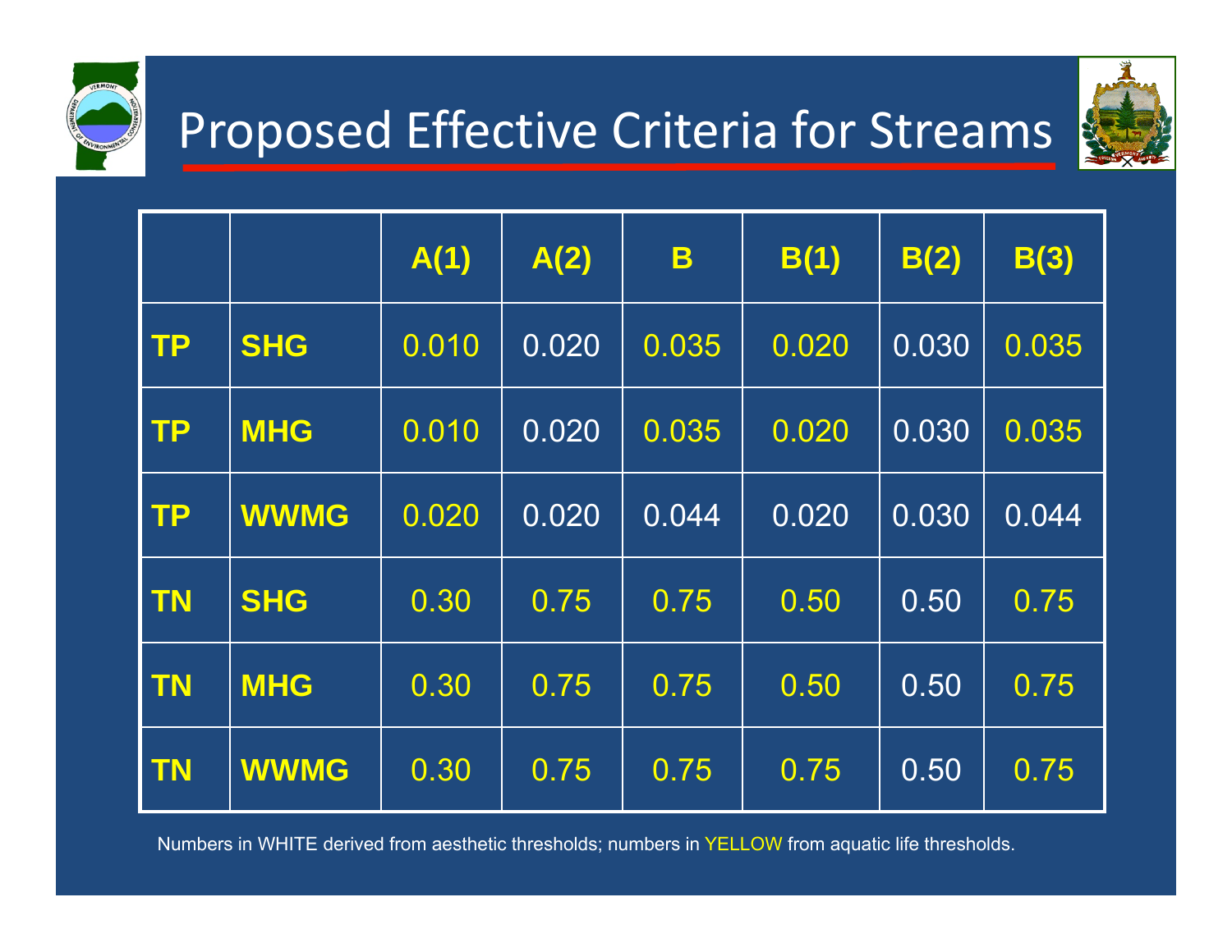# Proposed Effective Criteria for Streams

| | | A(1) | A(2) | B | B(1) | B(2) | B(3) |
|---|---|---|---|---|---|---|---|
| TP | SHG | 0.010 | 0.020 | 0.035 | 0.020 | 0.030 | 0.035 |
| TP | MHG | 0.010 | 0.020 | 0.035 | 0.020 | 0.030 | 0.035 |
| TP | WWMG | 0.020 | 0.020 | 0.044 | 0.020 | 0.030 | 0.044 |
| TN | SHG | 0.30 | 0.75 | 0.75 | 0.50 | 0.50 | 0.75 |
| TN | MHG | 0.30 | 0.75 | 0.75 | 0.50 | 0.50 | 0.75 |
| TN | WWMG | 0.30 | 0.75 | 0.75 | 0.75 | 0.50 | 0.75 |

Numbers in WHITE derived from aesthetic thresholds; numbers in YELLOW from aquatic life thresholds.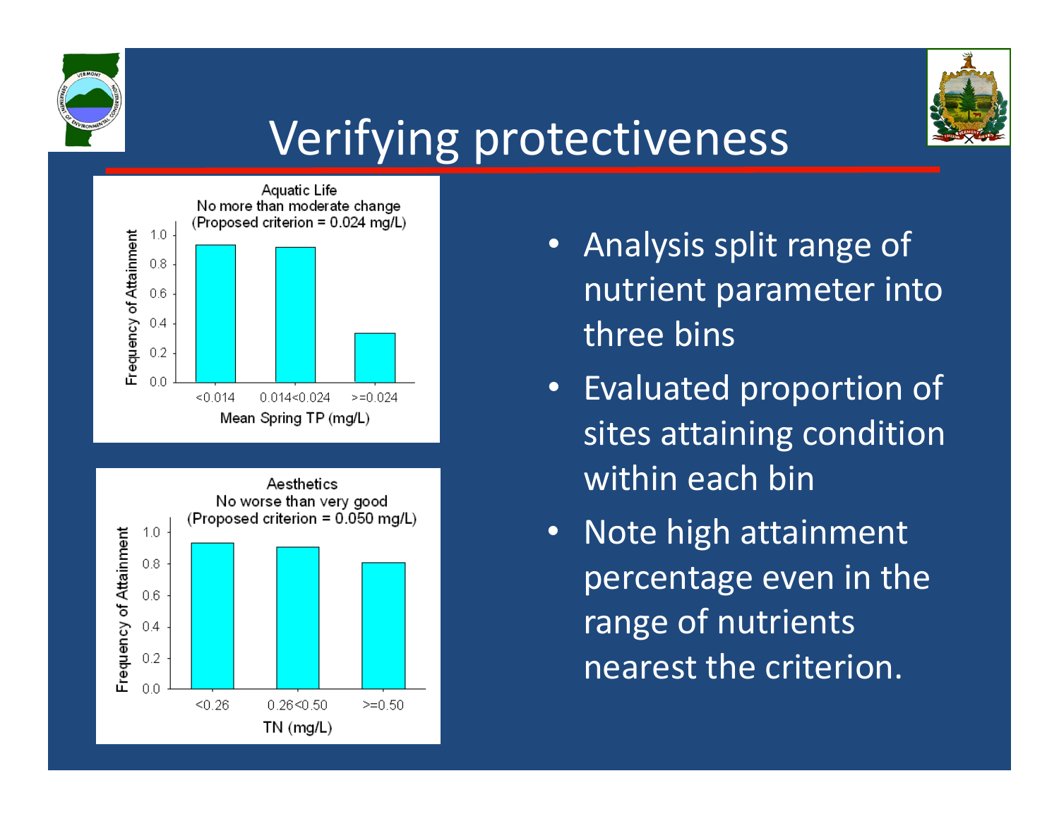# Verifying protectiveness

**Aquatic Life**
No more than moderate change
(Proposed criterion = 0.024 mg/L)

| Mean Spring TP (mg/L) | Frequency of Attainment |
| --- | --- |
| <0.014 | ~0.93 |
| 0.014<0.024 | ~0.92 |
| >=0.024 | ~0.33 |

**Aesthetics**
No worse than very good
(Proposed criterion = 0.050 mg/L)

| TN (mg/L) | Frequency of Attainment |
| --- | --- |
| <0.26 | ~0.93 |
| 0.26<0.50 | ~0.90 |
| >=0.50 | ~0.80 |

- Analysis split range of nutrient parameter into three bins
- Evaluated proportion of sites attaining condition within each bin
- Note high attainment percentage even in the range of nutrients nearest the criterion.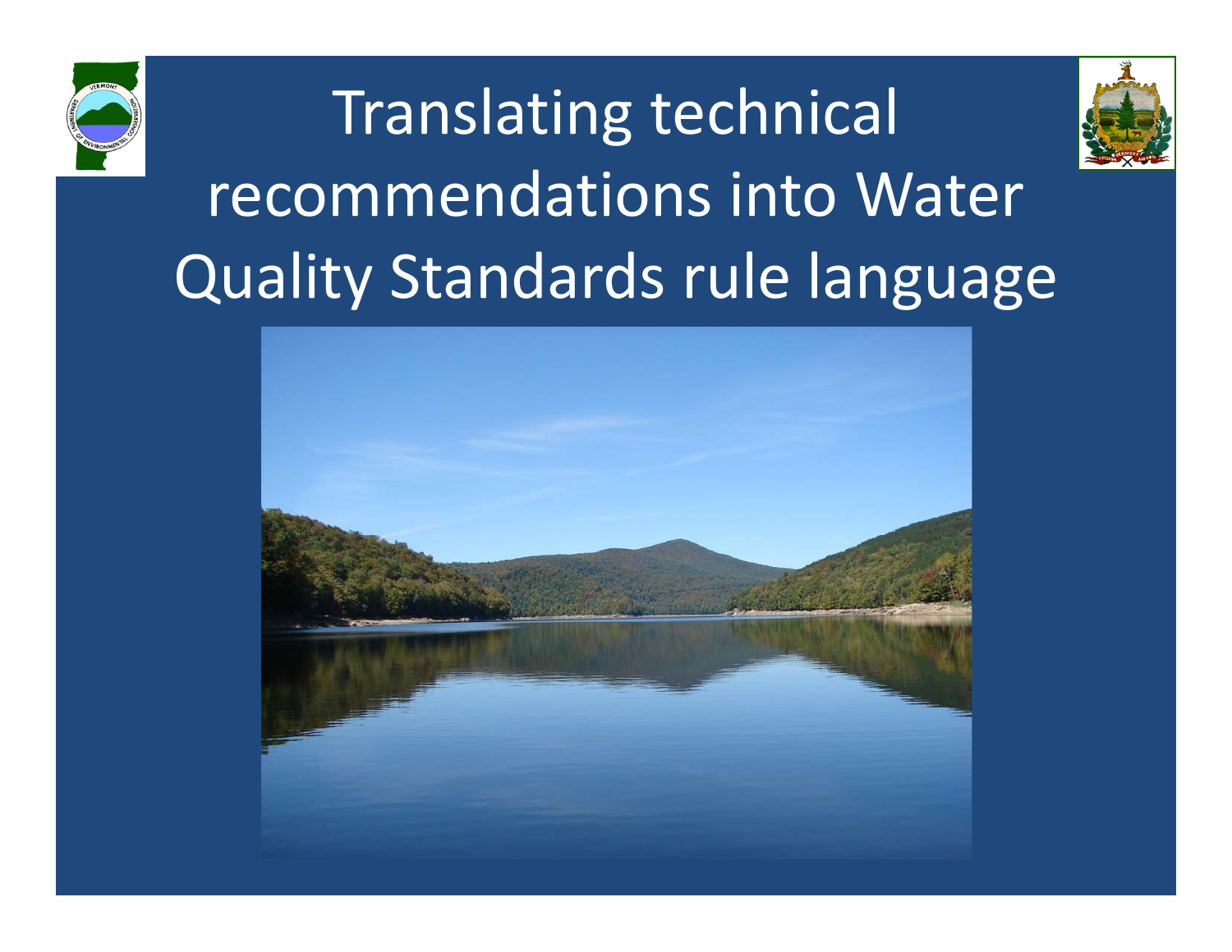# Translating technical recommendations into Water Quality Standards rule language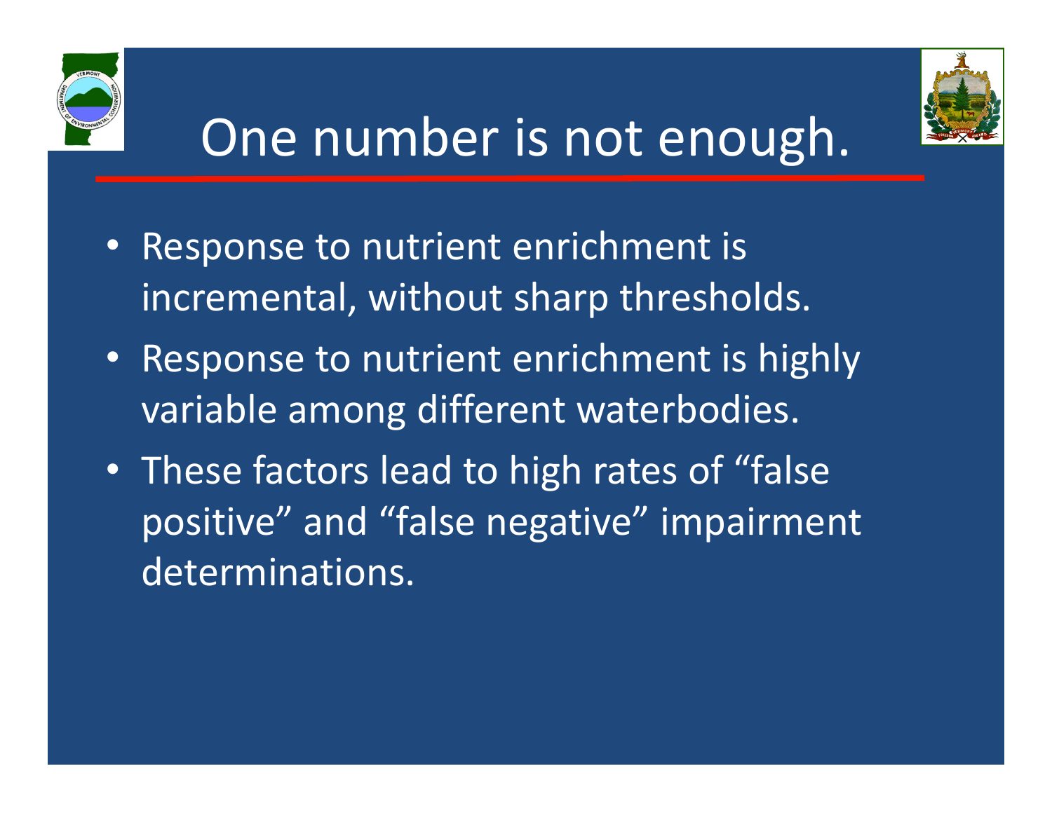# One number is not enough.

- Response to nutrient enrichment is incremental, without sharp thresholds.
- Response to nutrient enrichment is highly variable among different waterbodies.
- These factors lead to high rates of "false positive" and "false negative" impairment determinations.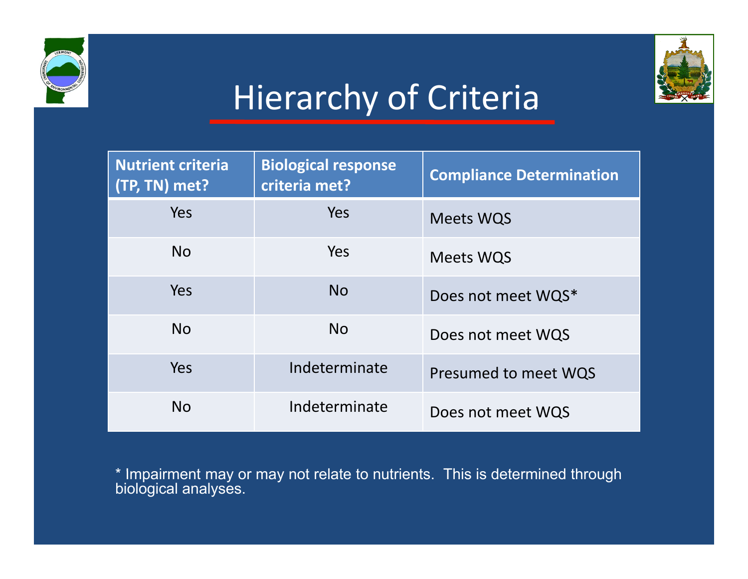# Hierarchy of Criteria

| Nutrient criteria (TP, TN) met? | Biological response criteria met? | Compliance Determination |
|---|---|---|
| Yes | Yes | Meets WQS |
| No | Yes | Meets WQS |
| Yes | No | Does not meet WQS* |
| No | No | Does not meet WQS |
| Yes | Indeterminate | Presumed to meet WQS |
| No | Indeterminate | Does not meet WQS |

* Impairment may or may not relate to nutrients. This is determined through biological analyses.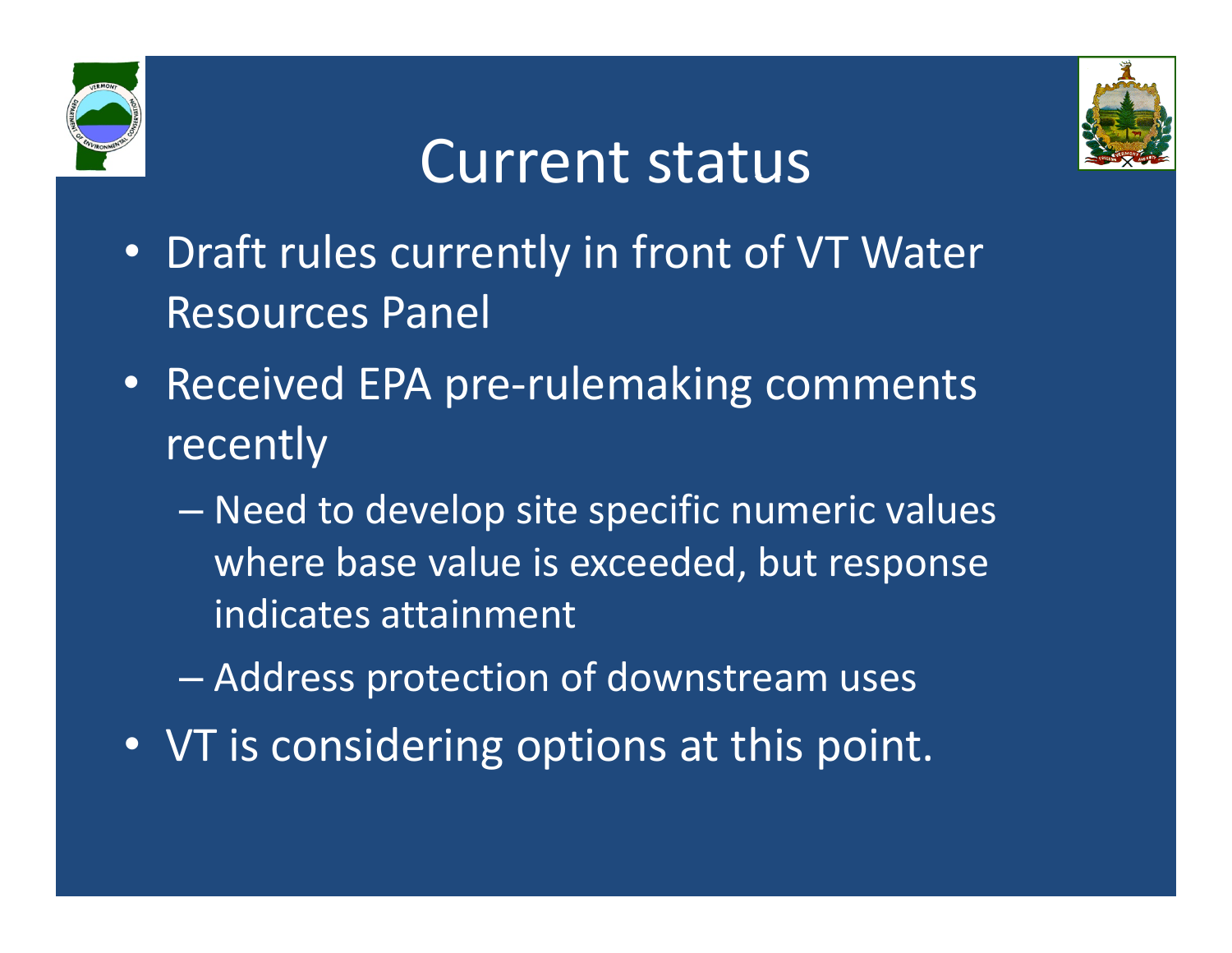# Current status

- Draft rules currently in front of VT Water Resources Panel
- Received EPA pre-rulemaking comments recently
  - Need to develop site specific numeric values where base value is exceeded, but response indicates attainment
  - Address protection of downstream uses
- VT is considering options at this point.